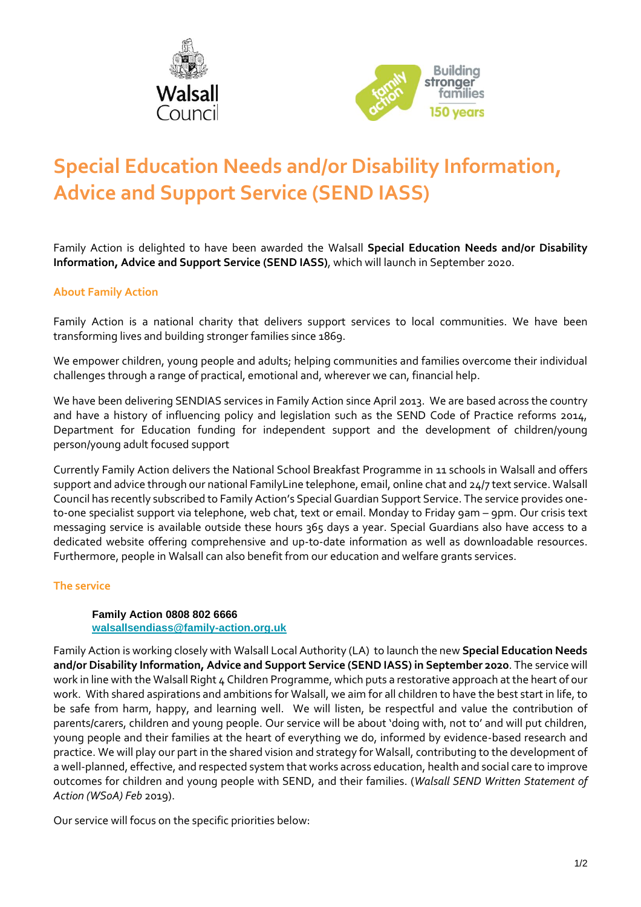# Special Education Needs and/or Disability Information, Advice and Support Service (SEND IASS)

Family Action is delighted to have been awarded the Walsall **Special Education Needs and/or Disability Information, Advice and Support Service (SEND IASS)**, which will launch in September 2020.

## About Family Action

Family Action is a national charity that delivers support services to local communities. We have been transforming lives and building stronger families since 1869.

We empower children, young people and adults; helping communities and families overcome their individual challenges through a range of practical, emotional and, wherever we can, financial help.

We have been delivering SENDIAS services in Family Action since April 2013. We are based across the country and have a history of influencing policy and legislation such as the SEND Code of Practice reforms 2014, Department for Education funding for independent support and the development of children/young person/young adult focused support

Currently Family Action delivers the National School Breakfast Programme in 11 schools in Walsall and offers support and advice through our national FamilyLine telephone, email, online chat and 24/7 text service. Walsall Council has recently subscribed to Family Action's Special Guardian Support Service. The service provides one-to-one specialist support via telephone, web chat, text or email. Monday to Friday 9am – 9pm. Our crisis text messaging service is available outside these hours 365 days a year. Special Guardians also have access to a dedicated website offering comprehensive and up-to-date information as well as downloadable resources. Furthermore, people in Walsall can also benefit from our education and welfare grants services.

## The service

**Family Action 0808 802 6666**
walsallsendiass@family-action.org.uk

Family Action is working closely with Walsall Local Authority (LA) to launch the new **Special Education Needs and/or Disability Information, Advice and Support Service (SEND IASS) in September 2020**. The service will work in line with the Walsall Right 4 Children Programme, which puts a restorative approach at the heart of our work. With shared aspirations and ambitions for Walsall, we aim for all children to have the best start in life, to be safe from harm, happy, and learning well. We will listen, be respectful and value the contribution of parents/carers, children and young people. Our service will be about 'doing with, not to' and will put children, young people and their families at the heart of everything we do, informed by evidence-based research and practice. We will play our part in the shared vision and strategy for Walsall, contributing to the development of a well-planned, effective, and respected system that works across education, health and social care to improve outcomes for children and young people with SEND, and their families. (*Walsall SEND Written Statement of Action (WSoA) Feb* 2019).

Our service will focus on the specific priorities below: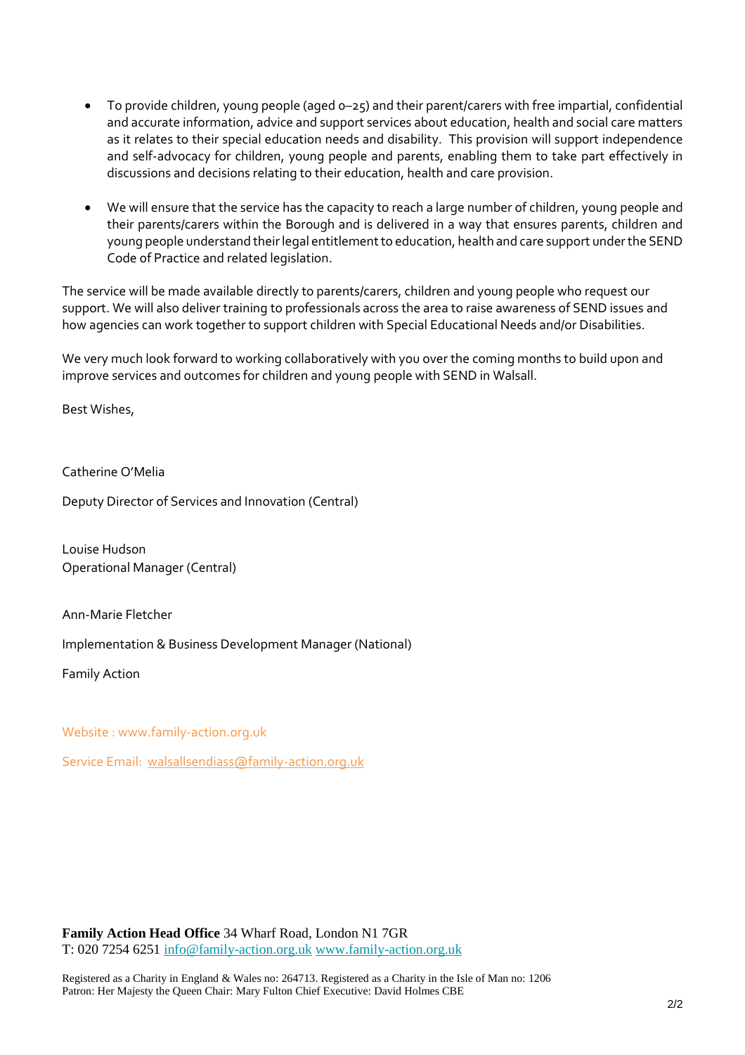- To provide children, young people (aged 0–25) and their parent/carers with free impartial, confidential and accurate information, advice and support services about education, health and social care matters as it relates to their special education needs and disability. This provision will support independence and self-advocacy for children, young people and parents, enabling them to take part effectively in discussions and decisions relating to their education, health and care provision.

- We will ensure that the service has the capacity to reach a large number of children, young people and their parents/carers within the Borough and is delivered in a way that ensures parents, children and young people understand their legal entitlement to education, health and care support under the SEND Code of Practice and related legislation.

The service will be made available directly to parents/carers, children and young people who request our support. We will also deliver training to professionals across the area to raise awareness of SEND issues and how agencies can work together to support children with Special Educational Needs and/or Disabilities.

We very much look forward to working collaboratively with you over the coming months to build upon and improve services and outcomes for children and young people with SEND in Walsall.

Best Wishes,

Catherine O'Melia

Deputy Director of Services and Innovation (Central)

Louise Hudson
Operational Manager (Central)

Ann-Marie Fletcher

Implementation & Business Development Manager (National)

Family Action

Website : www.family-action.org.uk

Service Email: walsallsendiass@family-action.org.uk

**Family Action Head Office** 34 Wharf Road, London N1 7GR
T: 020 7254 6251 info@family-action.org.uk www.family-action.org.uk

Registered as a Charity in England & Wales no: 264713. Registered as a Charity in the Isle of Man no: 1206
Patron: Her Majesty the Queen Chair: Mary Fulton Chief Executive: David Holmes CBE